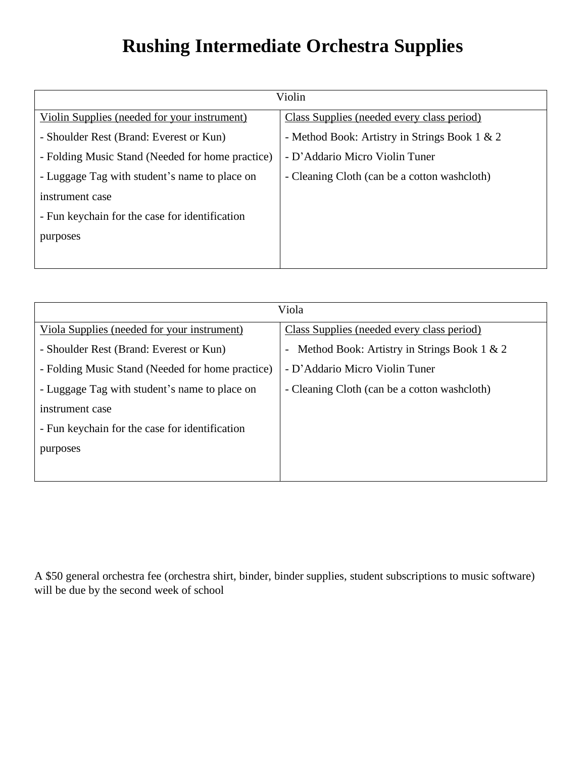# Rushing Intermediate Orchestra Supplies

| Violin | |
|---|---|
| Violin Supplies (needed for your instrument) | Class Supplies (needed every class period) |
| - Shoulder Rest (Brand: Everest or Kun)<br>- Folding Music Stand (Needed for home practice)<br>- Luggage Tag with student's name to place on instrument case<br>- Fun keychain for the case for identification purposes | - Method Book: Artistry in Strings Book 1 & 2<br>- D'Addario Micro Violin Tuner<br>- Cleaning Cloth (can be a cotton washcloth) |

| Viola | |
|---|---|
| Viola Supplies (needed for your instrument) | Class Supplies (needed every class period) |
| - Shoulder Rest (Brand: Everest or Kun)<br>- Folding Music Stand (Needed for home practice)<br>- Luggage Tag with student's name to place on instrument case<br>- Fun keychain for the case for identification purposes | - Method Book: Artistry in Strings Book 1 & 2<br>- D'Addario Micro Violin Tuner<br>- Cleaning Cloth (can be a cotton washcloth) |

A $50 general orchestra fee (orchestra shirt, binder, binder supplies, student subscriptions to music software) will be due by the second week of school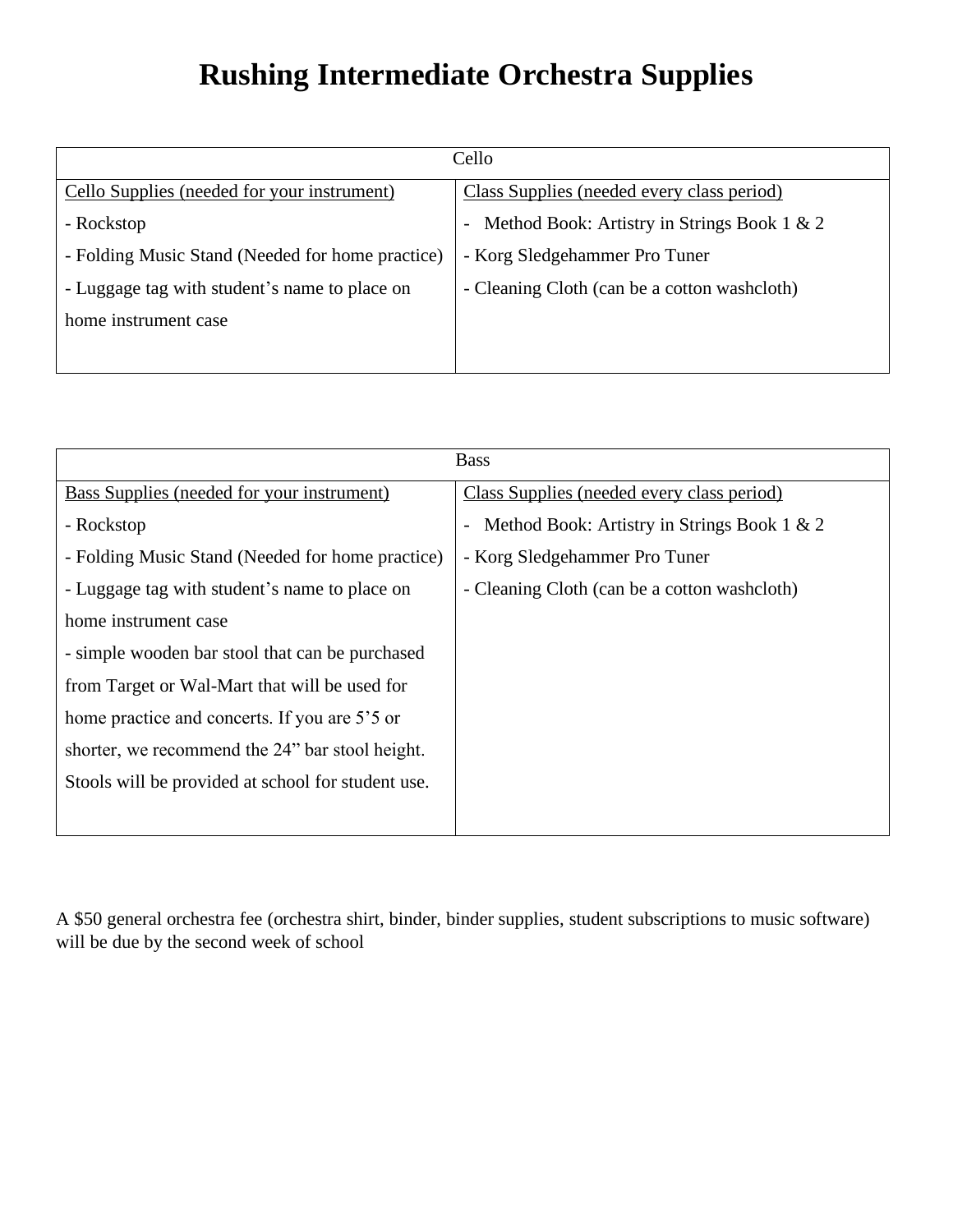# Rushing Intermediate Orchestra Supplies

| Cello | |
|---|---|
| Cello Supplies (needed for your instrument) | Class Supplies (needed every class period) |
| - Rockstop<br>- Folding Music Stand (Needed for home practice)<br>- Luggage tag with student's name to place on home instrument case | - Method Book: Artistry in Strings Book 1 & 2<br>- Korg Sledgehammer Pro Tuner<br>- Cleaning Cloth (can be a cotton washcloth) |

| Bass | |
|---|---|
| Bass Supplies (needed for your instrument) | Class Supplies (needed every class period) |
| - Rockstop<br>- Folding Music Stand (Needed for home practice)<br>- Luggage tag with student's name to place on home instrument case<br>- simple wooden bar stool that can be purchased from Target or Wal-Mart that will be used for home practice and concerts. If you are 5'5 or shorter, we recommend the 24" bar stool height. Stools will be provided at school for student use. | - Method Book: Artistry in Strings Book 1 & 2<br>- Korg Sledgehammer Pro Tuner<br>- Cleaning Cloth (can be a cotton washcloth) |

A $50 general orchestra fee (orchestra shirt, binder, binder supplies, student subscriptions to music software) will be due by the second week of school